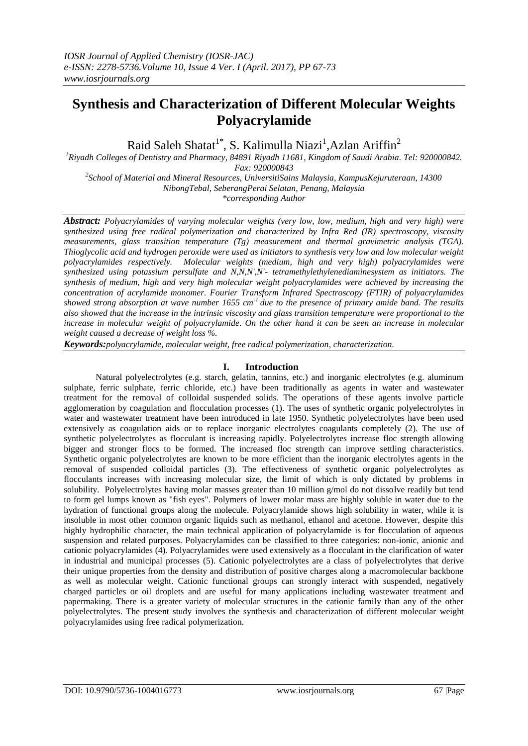# Synthesis and Characterization of Different Molecular Weights Polyacrylamide

Raid Saleh Shatat[1*], S. Kalimulla Niazi[1], Azlan Ariffin[2]

[1]Riyadh Colleges of Dentistry and Pharmacy, 84891 Riyadh 11681, Kingdom of Saudi Arabia. Tel: 920000842. Fax: 920000843

[2]School of Material and Mineral Resources, UniversitiSains Malaysia, KampusKejuruteraan, 14300 NibongTebal, SeberangPerai Selatan, Penang, Malaysia

*corresponding Author

***Abstract:*** *Polyacrylamides of varying molecular weights (very low, low, medium, high and very high) were synthesized using free radical polymerization and characterized by Infra Red (IR) spectroscopy, viscosity measurements, glass transition temperature (Tg) measurement and thermal gravimetric analysis (TGA). Thioglycolic acid and hydrogen peroxide were used as initiators to synthesis very low and low molecular weight polyacrylamides respectively. Molecular weights (medium, high and very high) polyacrylamides were synthesized using potassium persulfate and N,N,N',N'- tetramethylethylenediaminesystem as initiators. The synthesis of medium, high and very high molecular weight polyacrylamides were achieved by increasing the concentration of acrylamide monomer. Fourier Transform Infrared Spectroscopy (FTIR) of polyacrylamides showed strong absorption at wave number 1655 $cm^{-1}$ due to the presence of primary amide band. The results also showed that the increase in the intrinsic viscosity and glass transition temperature were proportional to the increase in molecular weight of polyacrylamide. On the other hand it can be seen an increase in molecular weight caused a decrease of weight loss %.*

***Keywords:*** *polyacrylamide, molecular weight, free radical polymerization, characterization.*

## I. Introduction

Natural polyelectrolytes (e.g. starch, gelatin, tannins, etc.) and inorganic electrolytes (e.g. aluminum sulphate, ferric sulphate, ferric chloride, etc.) have been traditionally as agents in water and wastewater treatment for the removal of colloidal suspended solids. The operations of these agents involve particle agglomeration by coagulation and flocculation processes (1). The uses of synthetic organic polyelectrolytes in water and wastewater treatment have been introduced in late 1950. Synthetic polyelectrolytes have been used extensively as coagulation aids or to replace inorganic electrolytes coagulants completely (2). The use of synthetic polyelectrolytes as flocculant is increasing rapidly. Polyelectrolytes increase floc strength allowing bigger and stronger flocs to be formed. The increased floc strength can improve settling characteristics. Synthetic organic polyelectrolytes are known to be more efficient than the inorganic electrolytes agents in the removal of suspended colloidal particles (3). The effectiveness of synthetic organic polyelectrolytes as flocculants increases with increasing molecular size, the limit of which is only dictated by problems in solubility. Polyelectrolytes having molar masses greater than 10 million g/mol do not dissolve readily but tend to form gel lumps known as "fish eyes". Polymers of lower molar mass are highly soluble in water due to the hydration of functional groups along the molecule. Polyacrylamide shows high solubility in water, while it is insoluble in most other common organic liquids such as methanol, ethanol and acetone. However, despite this highly hydrophilic character, the main technical application of polyacrylamide is for flocculation of aqueous suspension and related purposes. Polyacrylamides can be classified to three categories: non-ionic, anionic and cationic polyacrylamides (4). Polyacrylamides were used extensively as a flocculant in the clarification of water in industrial and municipal processes (5). Cationic polyelectrolytes are a class of polyelectrolytes that derive their unique properties from the density and distribution of positive charges along a macromolecular backbone as well as molecular weight. Cationic functional groups can strongly interact with suspended, negatively charged particles or oil droplets and are useful for many applications including wastewater treatment and papermaking. There is a greater variety of molecular structures in the cationic family than any of the other polyelectrolytes. The present study involves the synthesis and characterization of different molecular weight polyacrylamides using free radical polymerization.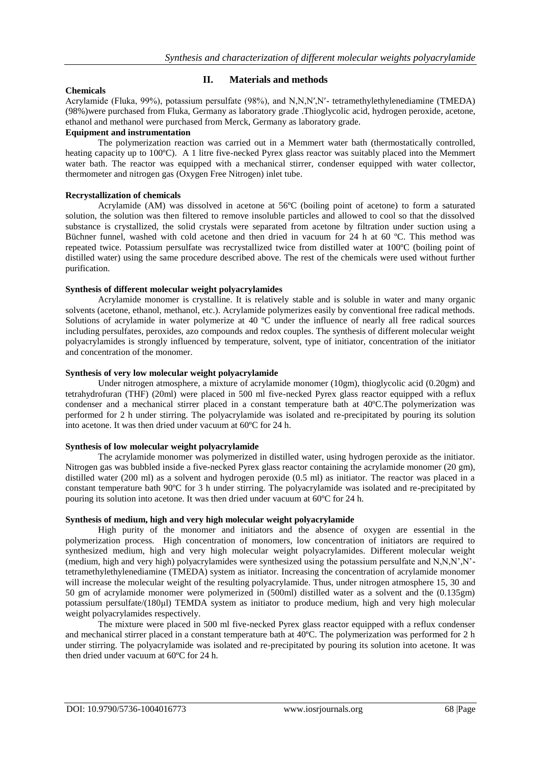## II. Materials and methods

### Chemicals

Acrylamide (Fluka, 99%), potassium persulfate (98%), and N,N,N′,N′- tetramethylethylenediamine (TMEDA) (98%)were purchased from Fluka, Germany as laboratory grade .Thioglycolic acid, hydrogen peroxide, acetone, ethanol and methanol were purchased from Merck, Germany as laboratory grade.

### Equipment and instrumentation

The polymerization reaction was carried out in a Memmert water bath (thermostatically controlled, heating capacity up to 100ºC). A 1 litre five-necked Pyrex glass reactor was suitably placed into the Memmert water bath. The reactor was equipped with a mechanical stirrer, condenser equipped with water collector, thermometer and nitrogen gas (Oxygen Free Nitrogen) inlet tube.

### Recrystallization of chemicals

Acrylamide (AM) was dissolved in acetone at 56ºC (boiling point of acetone) to form a saturated solution, the solution was then filtered to remove insoluble particles and allowed to cool so that the dissolved substance is crystallized, the solid crystals were separated from acetone by filtration under suction using a Büchner funnel, washed with cold acetone and then dried in vacuum for 24 h at 60 ºC. This method was repeated twice. Potassium persulfate was recrystallized twice from distilled water at 100ºC (boiling point of distilled water) using the same procedure described above. The rest of the chemicals were used without further purification.

### Synthesis of different molecular weight polyacrylamides

Acrylamide monomer is crystalline. It is relatively stable and is soluble in water and many organic solvents (acetone, ethanol, methanol, etc.). Acrylamide polymerizes easily by conventional free radical methods. Solutions of acrylamide in water polymerize at 40 ºC under the influence of nearly all free radical sources including persulfates, peroxides, azo compounds and redox couples. The synthesis of different molecular weight polyacrylamides is strongly influenced by temperature, solvent, type of initiator, concentration of the initiator and concentration of the monomer.

### Synthesis of very low molecular weight polyacrylamide

Under nitrogen atmosphere, a mixture of acrylamide monomer (10gm), thioglycolic acid (0.20gm) and tetrahydrofuran (THF) (20ml) were placed in 500 ml five-necked Pyrex glass reactor equipped with a reflux condenser and a mechanical stirrer placed in a constant temperature bath at 40ºC.The polymerization was performed for 2 h under stirring. The polyacrylamide was isolated and re-precipitated by pouring its solution into acetone. It was then dried under vacuum at 60ºC for 24 h.

### Synthesis of low molecular weight polyacrylamide

The acrylamide monomer was polymerized in distilled water, using hydrogen peroxide as the initiator. Nitrogen gas was bubbled inside a five-necked Pyrex glass reactor containing the acrylamide monomer (20 gm), distilled water (200 ml) as a solvent and hydrogen peroxide (0.5 ml) as initiator. The reactor was placed in a constant temperature bath 90ºC for 3 h under stirring. The polyacrylamide was isolated and re-precipitated by pouring its solution into acetone. It was then dried under vacuum at 60ºC for 24 h.

### Synthesis of medium, high and very high molecular weight polyacrylamide

High purity of the monomer and initiators and the absence of oxygen are essential in the polymerization process. High concentration of monomers, low concentration of initiators are required to synthesized medium, high and very high molecular weight polyacrylamides. Different molecular weight (medium, high and very high) polyacrylamides were synthesized using the potassium persulfate and N,N,N',N'-tetramethylethylenediamine (TMEDA) system as initiator. Increasing the concentration of acrylamide monomer will increase the molecular weight of the resulting polyacrylamide. Thus, under nitrogen atmosphere 15, 30 and 50 gm of acrylamide monomer were polymerized in (500ml) distilled water as a solvent and the (0.135gm) potassium persulfate/(180μl) TEMDA system as initiator to produce medium, high and very high molecular weight polyacrylamides respectively.

The mixture were placed in 500 ml five-necked Pyrex glass reactor equipped with a reflux condenser and mechanical stirrer placed in a constant temperature bath at 40ºC. The polymerization was performed for 2 h under stirring. The polyacrylamide was isolated and re-precipitated by pouring its solution into acetone. It was then dried under vacuum at 60ºC for 24 h.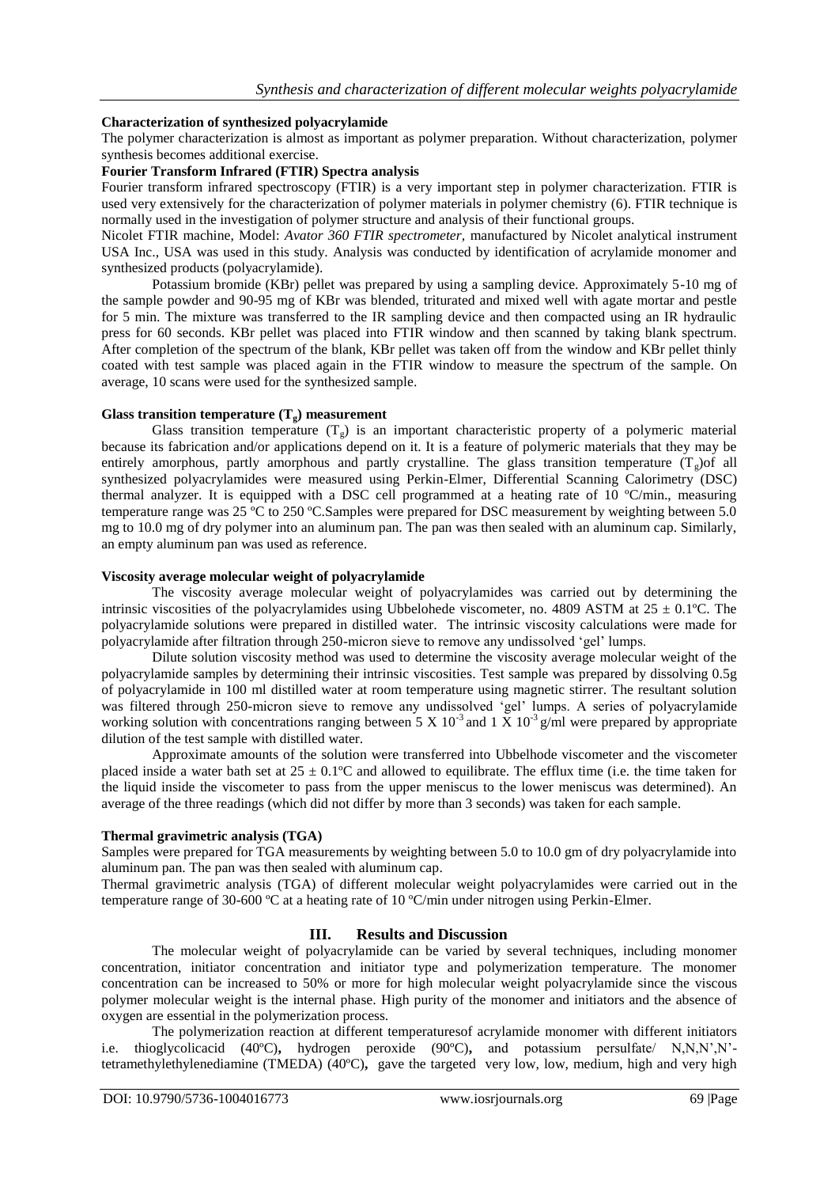**Characterization of synthesized polyacrylamide**

The polymer characterization is almost as important as polymer preparation. Without characterization, polymer synthesis becomes additional exercise.

**Fourier Transform Infrared (FTIR) Spectra analysis**

Fourier transform infrared spectroscopy (FTIR) is a very important step in polymer characterization. FTIR is used very extensively for the characterization of polymer materials in polymer chemistry (6). FTIR technique is normally used in the investigation of polymer structure and analysis of their functional groups.

Nicolet FTIR machine, Model: *Avator 360 FTIR spectrometer*, manufactured by Nicolet analytical instrument USA Inc., USA was used in this study. Analysis was conducted by identification of acrylamide monomer and synthesized products (polyacrylamide).

Potassium bromide (KBr) pellet was prepared by using a sampling device. Approximately 5-10 mg of the sample powder and 90-95 mg of KBr was blended, triturated and mixed well with agate mortar and pestle for 5 min. The mixture was transferred to the IR sampling device and then compacted using an IR hydraulic press for 60 seconds. KBr pellet was placed into FTIR window and then scanned by taking blank spectrum. After completion of the spectrum of the blank, KBr pellet was taken off from the window and KBr pellet thinly coated with test sample was placed again in the FTIR window to measure the spectrum of the sample. On average, 10 scans were used for the synthesized sample.

**Glass transition temperature ($T_g$) measurement**

Glass transition temperature ($T_g$) is an important characteristic property of a polymeric material because its fabrication and/or applications depend on it. It is a feature of polymeric materials that they may be entirely amorphous, partly amorphous and partly crystalline. The glass transition temperature ($T_g$)of all synthesized polyacrylamides were measured using Perkin-Elmer, Differential Scanning Calorimetry (DSC) thermal analyzer. It is equipped with a DSC cell programmed at a heating rate of 10 ºC/min., measuring temperature range was 25 ºC to 250 ºC.Samples were prepared for DSC measurement by weighting between 5.0 mg to 10.0 mg of dry polymer into an aluminum pan. The pan was then sealed with an aluminum cap. Similarly, an empty aluminum pan was used as reference.

**Viscosity average molecular weight of polyacrylamide**

The viscosity average molecular weight of polyacrylamides was carried out by determining the intrinsic viscosities of the polyacrylamides using Ubbelohede viscometer, no. 4809 ASTM at 25 ± 0.1ºC. The polyacrylamide solutions were prepared in distilled water. The intrinsic viscosity calculations were made for polyacrylamide after filtration through 250-micron sieve to remove any undissolved 'gel' lumps.

Dilute solution viscosity method was used to determine the viscosity average molecular weight of the polyacrylamide samples by determining their intrinsic viscosities. Test sample was prepared by dissolving 0.5g of polyacrylamide in 100 ml distilled water at room temperature using magnetic stirrer. The resultant solution was filtered through 250-micron sieve to remove any undissolved 'gel' lumps. A series of polyacrylamide working solution with concentrations ranging between $5 \times 10^{-3}$ and $1 \times 10^{-3}$ g/ml were prepared by appropriate dilution of the test sample with distilled water.

Approximate amounts of the solution were transferred into Ubbelhode viscometer and the viscometer placed inside a water bath set at 25 ± 0.1ºC and allowed to equilibrate. The efflux time (i.e. the time taken for the liquid inside the viscometer to pass from the upper meniscus to the lower meniscus was determined). An average of the three readings (which did not differ by more than 3 seconds) was taken for each sample.

**Thermal gravimetric analysis (TGA)**

Samples were prepared for TGA measurements by weighting between 5.0 to 10.0 gm of dry polyacrylamide into aluminum pan. The pan was then sealed with aluminum cap.

Thermal gravimetric analysis (TGA) of different molecular weight polyacrylamides were carried out in the temperature range of 30-600 ºC at a heating rate of 10 ºC/min under nitrogen using Perkin-Elmer.

## III. Results and Discussion

The molecular weight of polyacrylamide can be varied by several techniques, including monomer concentration, initiator concentration and initiator type and polymerization temperature. The monomer concentration can be increased to 50% or more for high molecular weight polyacrylamide since the viscous polymer molecular weight is the internal phase. High purity of the monomer and initiators and the absence of oxygen are essential in the polymerization process.

The polymerization reaction at different temperaturesof acrylamide monomer with different initiators i.e. thioglycolicacid (40ºC)**,** hydrogen peroxide (90ºC)**,** and potassium persulfate/ N,N,N',N'-tetramethylethylenediamine (TMEDA) (40ºC)**,** gave the targeted very low, low, medium, high and very high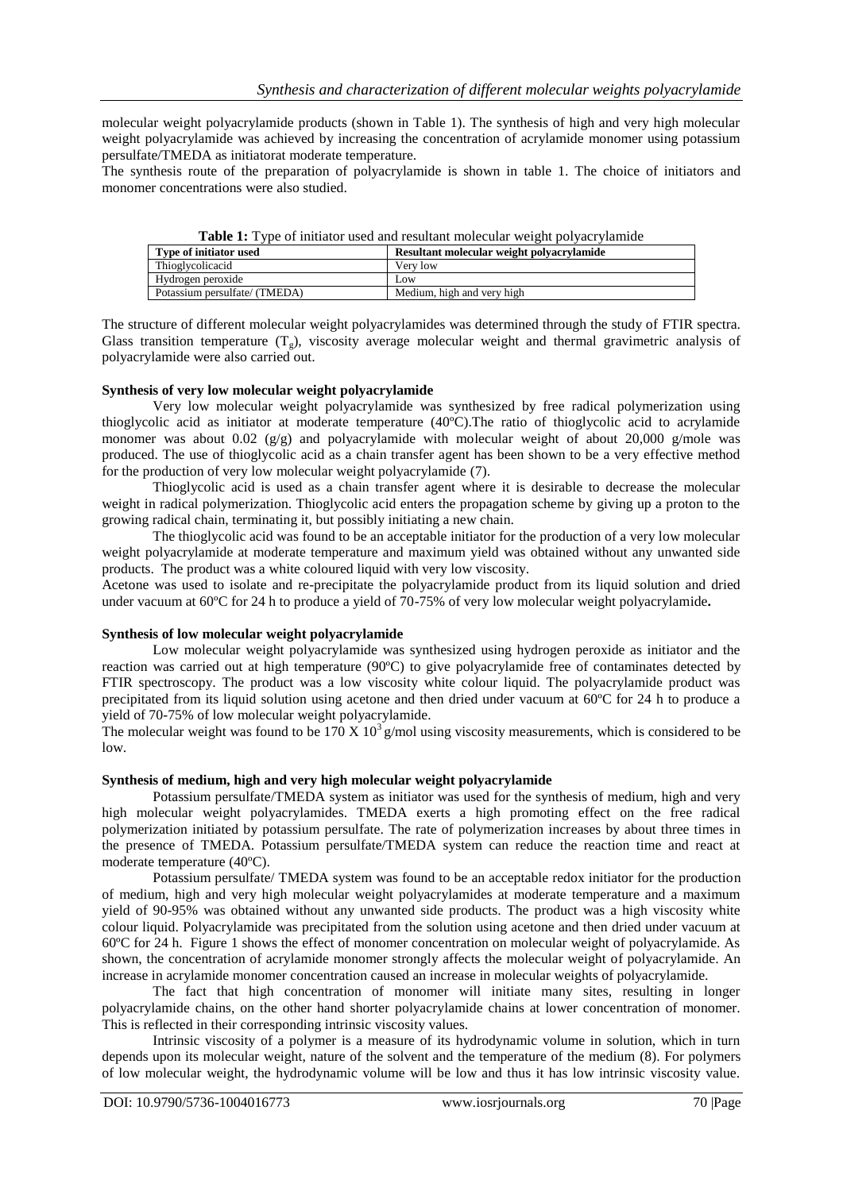molecular weight polyacrylamide products (shown in Table 1). The synthesis of high and very high molecular weight polyacrylamide was achieved by increasing the concentration of acrylamide monomer using potassium persulfate/TMEDA as initiatorat moderate temperature.

The synthesis route of the preparation of polyacrylamide is shown in table 1. The choice of initiators and monomer concentrations were also studied.

**Table 1:** Type of initiator used and resultant molecular weight polyacrylamide

| Type of initiator used | Resultant molecular weight polyacrylamide |
|---|---|
| Thioglycolicacid | Very low |
| Hydrogen peroxide | Low |
| Potassium persulfate/ (TMEDA) | Medium, high and very high |

The structure of different molecular weight polyacrylamides was determined through the study of FTIR spectra. Glass transition temperature ($T_g$), viscosity average molecular weight and thermal gravimetric analysis of polyacrylamide were also carried out.

**Synthesis of very low molecular weight polyacrylamide**

Very low molecular weight polyacrylamide was synthesized by free radical polymerization using thioglycolic acid as initiator at moderate temperature (40ºC).The ratio of thioglycolic acid to acrylamide monomer was about 0.02 (g/g) and polyacrylamide with molecular weight of about 20,000 g/mole was produced. The use of thioglycolic acid as a chain transfer agent has been shown to be a very effective method for the production of very low molecular weight polyacrylamide (7).

Thioglycolic acid is used as a chain transfer agent where it is desirable to decrease the molecular weight in radical polymerization. Thioglycolic acid enters the propagation scheme by giving up a proton to the growing radical chain, terminating it, but possibly initiating a new chain.

The thioglycolic acid was found to be an acceptable initiator for the production of a very low molecular weight polyacrylamide at moderate temperature and maximum yield was obtained without any unwanted side products. The product was a white coloured liquid with very low viscosity.

Acetone was used to isolate and re-precipitate the polyacrylamide product from its liquid solution and dried under vacuum at 60ºC for 24 h to produce a yield of 70-75% of very low molecular weight polyacrylamide**.**

**Synthesis of low molecular weight polyacrylamide**

Low molecular weight polyacrylamide was synthesized using hydrogen peroxide as initiator and the reaction was carried out at high temperature (90ºC) to give polyacrylamide free of contaminates detected by FTIR spectroscopy. The product was a low viscosity white colour liquid. The polyacrylamide product was precipitated from its liquid solution using acetone and then dried under vacuum at 60ºC for 24 h to produce a yield of 70-75% of low molecular weight polyacrylamide.

The molecular weight was found to be 170 X $10^3$ g/mol using viscosity measurements, which is considered to be low.

**Synthesis of medium, high and very high molecular weight polyacrylamide**

Potassium persulfate/TMEDA system as initiator was used for the synthesis of medium, high and very high molecular weight polyacrylamides. TMEDA exerts a high promoting effect on the free radical polymerization initiated by potassium persulfate. The rate of polymerization increases by about three times in the presence of TMEDA. Potassium persulfate/TMEDA system can reduce the reaction time and react at moderate temperature (40ºC).

Potassium persulfate/ TMEDA system was found to be an acceptable redox initiator for the production of medium, high and very high molecular weight polyacrylamides at moderate temperature and a maximum yield of 90-95% was obtained without any unwanted side products. The product was a high viscosity white colour liquid. Polyacrylamide was precipitated from the solution using acetone and then dried under vacuum at 60ºC for 24 h. Figure 1 shows the effect of monomer concentration on molecular weight of polyacrylamide. As shown, the concentration of acrylamide monomer strongly affects the molecular weight of polyacrylamide. An increase in acrylamide monomer concentration caused an increase in molecular weights of polyacrylamide.

The fact that high concentration of monomer will initiate many sites, resulting in longer polyacrylamide chains, on the other hand shorter polyacrylamide chains at lower concentration of monomer. This is reflected in their corresponding intrinsic viscosity values.

Intrinsic viscosity of a polymer is a measure of its hydrodynamic volume in solution, which in turn depends upon its molecular weight, nature of the solvent and the temperature of the medium (8). For polymers of low molecular weight, the hydrodynamic volume will be low and thus it has low intrinsic viscosity value.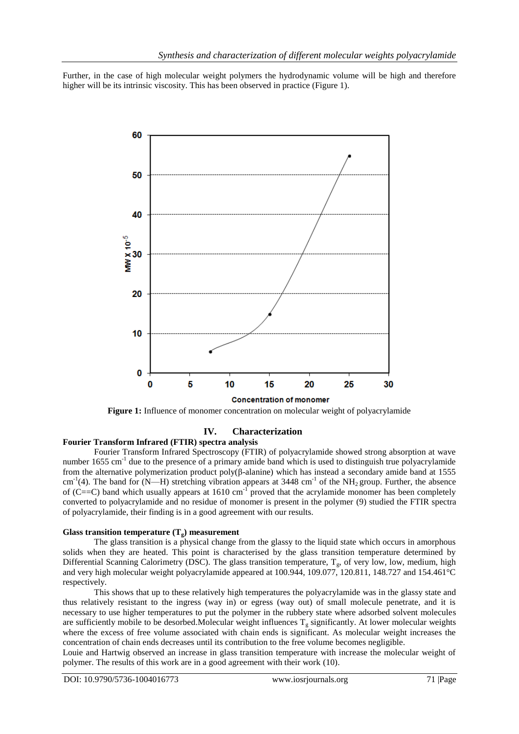Further, in the case of high molecular weight polymers the hydrodynamic volume will be high and therefore higher will be its intrinsic viscosity. This has been observed in practice (Figure 1).

**Figure 1:** Influence of monomer concentration on molecular weight of polyacrylamide

## IV. Characterization

### Fourier Transform Infrared (FTIR) spectra analysis

Fourier Transform Infrared Spectroscopy (FTIR) of polyacrylamide showed strong absorption at wave number 1655 $cm^{-1}$ due to the presence of a primary amide band which is used to distinguish true polyacrylamide from the alternative polymerization product poly(β-alanine) which has instead a secondary amide band at 1555 $cm^{-1}$(4). The band for (N—H) stretching vibration appears at 3448 $cm^{-1}$ of the $NH_2$ group. Further, the absence of (C==C) band which usually appears at 1610 $cm^{-1}$ proved that the acrylamide monomer has been completely converted to polyacrylamide and no residue of monomer is present in the polymer (9) studied the FTIR spectra of polyacrylamide, their finding is in a good agreement with our results.

### Glass transition temperature ($T_g$) measurement

The glass transition is a physical change from the glassy to the liquid state which occurs in amorphous solids when they are heated. This point is characterised by the glass transition temperature determined by Differential Scanning Calorimetry (DSC). The glass transition temperature, $T_g$, of very low, low, medium, high and very high molecular weight polyacrylamide appeared at 100.944, 109.077, 120.811, 148.727 and 154.461°C respectively.

This shows that up to these relatively high temperatures the polyacrylamide was in the glassy state and thus relatively resistant to the ingress (way in) or egress (way out) of small molecule penetrate, and it is necessary to use higher temperatures to put the polymer in the rubbery state where adsorbed solvent molecules are sufficiently mobile to be desorbed.Molecular weight influences $T_g$ significantly. At lower molecular weights where the excess of free volume associated with chain ends is significant. As molecular weight increases the concentration of chain ends decreases until its contribution to the free volume becomes negligible.

Louie and Hartwig observed an increase in glass transition temperature with increase the molecular weight of polymer. The results of this work are in a good agreement with their work (10).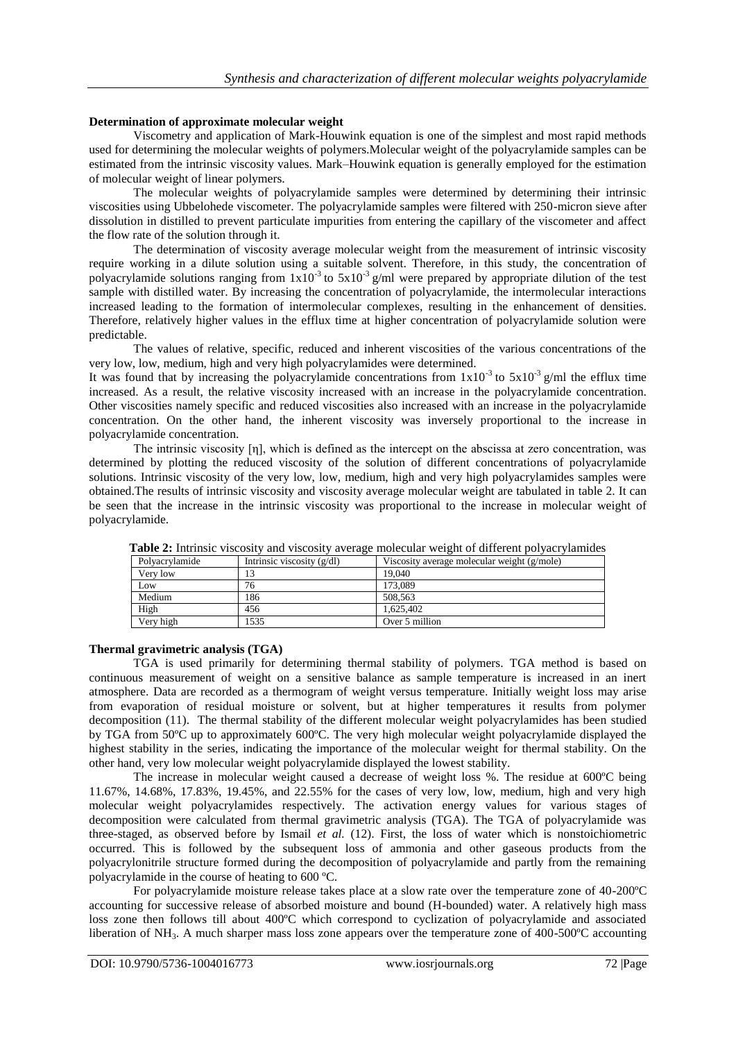### Determination of approximate molecular weight

Viscometry and application of Mark-Houwink equation is one of the simplest and most rapid methods used for determining the molecular weights of polymers.Molecular weight of the polyacrylamide samples can be estimated from the intrinsic viscosity values. Mark–Houwink equation is generally employed for the estimation of molecular weight of linear polymers.

The molecular weights of polyacrylamide samples were determined by determining their intrinsic viscosities using Ubbelohede viscometer. The polyacrylamide samples were filtered with 250-micron sieve after dissolution in distilled to prevent particulate impurities from entering the capillary of the viscometer and affect the flow rate of the solution through it.

The determination of viscosity average molecular weight from the measurement of intrinsic viscosity require working in a dilute solution using a suitable solvent. Therefore, in this study, the concentration of polyacrylamide solutions ranging from $1x10^{-3}$ to $5x10^{-3}$ g/ml were prepared by appropriate dilution of the test sample with distilled water. By increasing the concentration of polyacrylamide, the intermolecular interactions increased leading to the formation of intermolecular complexes, resulting in the enhancement of densities. Therefore, relatively higher values in the efflux time at higher concentration of polyacrylamide solution were predictable.

The values of relative, specific, reduced and inherent viscosities of the various concentrations of the very low, low, medium, high and very high polyacrylamides were determined.

It was found that by increasing the polyacrylamide concentrations from $1x10^{-3}$ to $5x10^{-3}$ g/ml the efflux time increased. As a result, the relative viscosity increased with an increase in the polyacrylamide concentration. Other viscosities namely specific and reduced viscosities also increased with an increase in the polyacrylamide concentration. On the other hand, the inherent viscosity was inversely proportional to the increase in polyacrylamide concentration.

The intrinsic viscosity [η], which is defined as the intercept on the abscissa at zero concentration, was determined by plotting the reduced viscosity of the solution of different concentrations of polyacrylamide solutions. Intrinsic viscosity of the very low, low, medium, high and very high polyacrylamides samples were obtained.The results of intrinsic viscosity and viscosity average molecular weight are tabulated in table 2. It can be seen that the increase in the intrinsic viscosity was proportional to the increase in molecular weight of polyacrylamide.

**Table 2:** Intrinsic viscosity and viscosity average molecular weight of different polyacrylamides

| Polyacrylamide | Intrinsic viscosity (g/dl) | Viscosity average molecular weight (g/mole) |
|---|---|---|
| Very low | 13 | 19,040 |
| Low | 76 | 173,089 |
| Medium | 186 | 508,563 |
| High | 456 | 1,625,402 |
| Very high | 1535 | Over 5 million |

### Thermal gravimetric analysis (TGA)

TGA is used primarily for determining thermal stability of polymers. TGA method is based on continuous measurement of weight on a sensitive balance as sample temperature is increased in an inert atmosphere. Data are recorded as a thermogram of weight versus temperature. Initially weight loss may arise from evaporation of residual moisture or solvent, but at higher temperatures it results from polymer decomposition (11). The thermal stability of the different molecular weight polyacrylamides has been studied by TGA from 50ºC up to approximately 600ºC. The very high molecular weight polyacrylamide displayed the highest stability in the series, indicating the importance of the molecular weight for thermal stability. On the other hand, very low molecular weight polyacrylamide displayed the lowest stability.

The increase in molecular weight caused a decrease of weight loss %. The residue at 600ºC being 11.67%, 14.68%, 17.83%, 19.45%, and 22.55% for the cases of very low, low, medium, high and very high molecular weight polyacrylamides respectively. The activation energy values for various stages of decomposition were calculated from thermal gravimetric analysis (TGA). The TGA of polyacrylamide was three-staged, as observed before by Ismail *et al.* (12). First, the loss of water which is nonstoichiometric occurred. This is followed by the subsequent loss of ammonia and other gaseous products from the polyacrylonitrile structure formed during the decomposition of polyacrylamide and partly from the remaining polyacrylamide in the course of heating to 600 ºC.

For polyacrylamide moisture release takes place at a slow rate over the temperature zone of 40-200ºC accounting for successive release of absorbed moisture and bound (H-bounded) water. A relatively high mass loss zone then follows till about 400ºC which correspond to cyclization of polyacrylamide and associated liberation of $NH_3$. A much sharper mass loss zone appears over the temperature zone of 400-500ºC accounting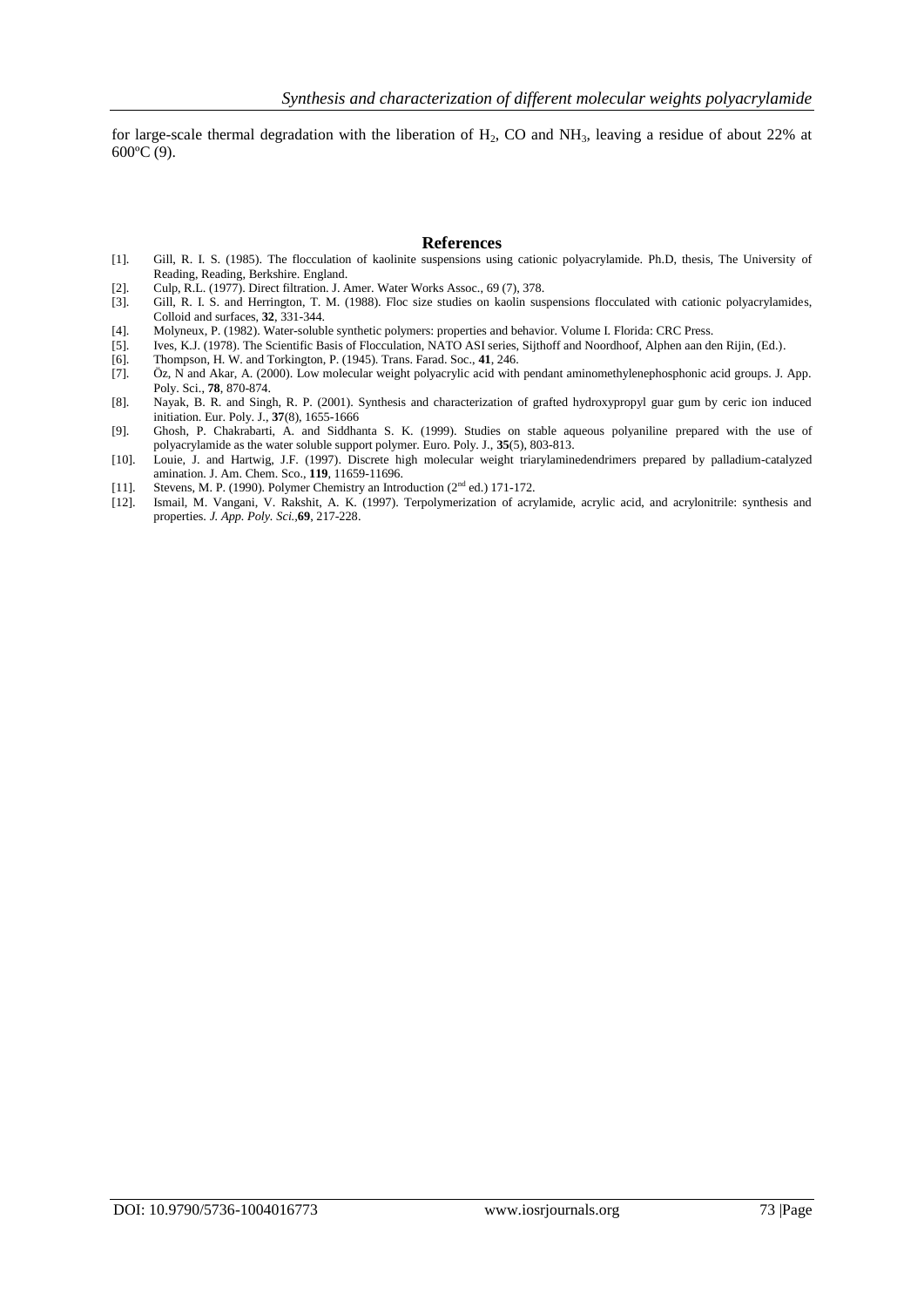for large-scale thermal degradation with the liberation of $H_2$, CO and $NH_3$, leaving a residue of about 22% at 600ºC (9).

## References

[1]. Gill, R. I. S. (1985). The flocculation of kaolinite suspensions using cationic polyacrylamide. Ph.D, thesis, The University of Reading, Reading, Berkshire. England.

[2]. Culp, R.L. (1977). Direct filtration. J. Amer. Water Works Assoc., 69 (7), 378.

[3]. Gill, R. I. S. and Herrington, T. M. (1988). Floc size studies on kaolin suspensions flocculated with cationic polyacrylamides, Colloid and surfaces, **32**, 331-344.

[4]. Molyneux, P. (1982). Water-soluble synthetic polymers: properties and behavior. Volume I. Florida: CRC Press.

[5]. Ives, K.J. (1978). The Scientific Basis of Flocculation, NATO ASI series, Sijthoff and Noordhoof, Alphen aan den Rijin, (Ed.).

[6]. Thompson, H. W. and Torkington, P. (1945). Trans. Farad. Soc., **41**, 246.

[7]. Öz, N and Akar, A. (2000). Low molecular weight polyacrylic acid with pendant aminomethylenephosphonic acid groups. J. App. Poly. Sci., **78**, 870-874.

[8]. Nayak, B. R. and Singh, R. P. (2001). Synthesis and characterization of grafted hydroxypropyl guar gum by ceric ion induced initiation. Eur. Poly. J., **37**(8), 1655-1666

[9]. Ghosh, P. Chakrabarti, A. and Siddhanta S. K. (1999). Studies on stable aqueous polyaniline prepared with the use of polyacrylamide as the water soluble support polymer. Euro. Poly. J., **35**(5), 803-813.

[10]. Louie, J. and Hartwig, J.F. (1997). Discrete high molecular weight triarylaminedendrimers prepared by palladium-catalyzed amination. J. Am. Chem. Sco., **119**, 11659-11696.

[11]. Stevens, M. P. (1990). Polymer Chemistry an Introduction (2nd ed.) 171-172.

[12]. Ismail, M. Vangani, V. Rakshit, A. K. (1997). Terpolymerization of acrylamide, acrylic acid, and acrylonitrile: synthesis and properties. *J. App. Poly. Sci.*,**69**, 217-228.